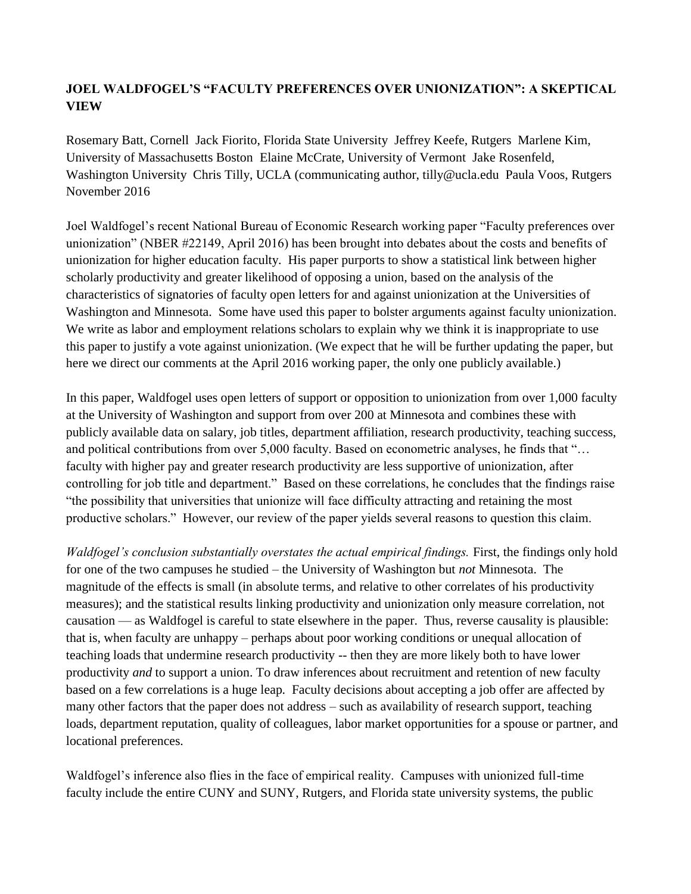## JOEL WALDFOGEL'S "FACULTY PREFERENCES OVER UNIONIZATION": A SKEPTICAL VIEW

Rosemary Batt, Cornell  Jack Fiorito, Florida State University  Jeffrey Keefe, Rutgers  Marlene Kim, University of Massachusetts Boston  Elaine McCrate, University of Vermont  Jake Rosenfeld, Washington University  Chris Tilly, UCLA (communicating author, tilly@ucla.edu  Paula Voos, Rutgers
November 2016

Joel Waldfogel's recent National Bureau of Economic Research working paper "Faculty preferences over unionization" (NBER #22149, April 2016) has been brought into debates about the costs and benefits of unionization for higher education faculty. His paper purports to show a statistical link between higher scholarly productivity and greater likelihood of opposing a union, based on the analysis of the characteristics of signatories of faculty open letters for and against unionization at the Universities of Washington and Minnesota. Some have used this paper to bolster arguments against faculty unionization. We write as labor and employment relations scholars to explain why we think it is inappropriate to use this paper to justify a vote against unionization. (We expect that he will be further updating the paper, but here we direct our comments at the April 2016 working paper, the only one publicly available.)

In this paper, Waldfogel uses open letters of support or opposition to unionization from over 1,000 faculty at the University of Washington and support from over 200 at Minnesota and combines these with publicly available data on salary, job titles, department affiliation, research productivity, teaching success, and political contributions from over 5,000 faculty. Based on econometric analyses, he finds that "… faculty with higher pay and greater research productivity are less supportive of unionization, after controlling for job title and department." Based on these correlations, he concludes that the findings raise "the possibility that universities that unionize will face difficulty attracting and retaining the most productive scholars." However, our review of the paper yields several reasons to question this claim.

*Waldfogel's conclusion substantially overstates the actual empirical findings.* First, the findings only hold for one of the two campuses he studied – the University of Washington but *not* Minnesota. The magnitude of the effects is small (in absolute terms, and relative to other correlates of his productivity measures); and the statistical results linking productivity and unionization only measure correlation, not causation — as Waldfogel is careful to state elsewhere in the paper. Thus, reverse causality is plausible: that is, when faculty are unhappy – perhaps about poor working conditions or unequal allocation of teaching loads that undermine research productivity -- then they are more likely both to have lower productivity *and* to support a union. To draw inferences about recruitment and retention of new faculty based on a few correlations is a huge leap. Faculty decisions about accepting a job offer are affected by many other factors that the paper does not address – such as availability of research support, teaching loads, department reputation, quality of colleagues, labor market opportunities for a spouse or partner, and locational preferences.

Waldfogel's inference also flies in the face of empirical reality. Campuses with unionized full-time faculty include the entire CUNY and SUNY, Rutgers, and Florida state university systems, the public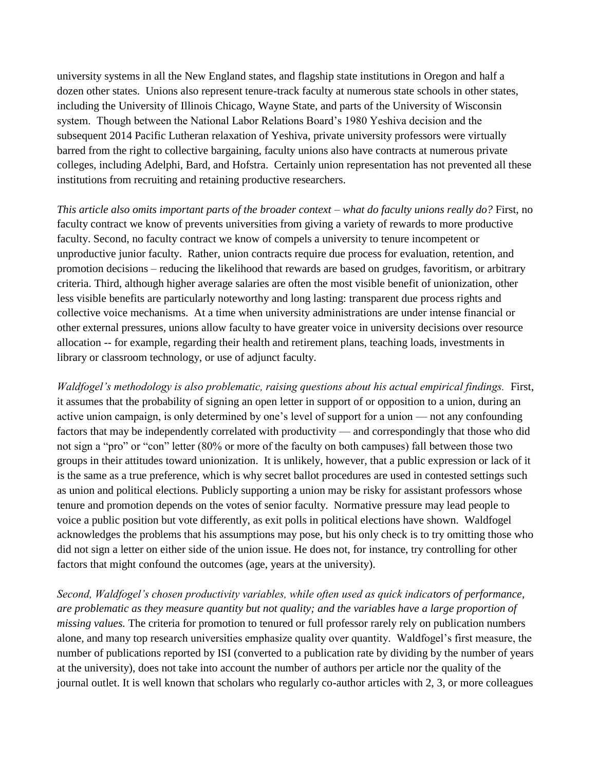university systems in all the New England states, and flagship state institutions in Oregon and half a dozen other states. Unions also represent tenure-track faculty at numerous state schools in other states, including the University of Illinois Chicago, Wayne State, and parts of the University of Wisconsin system. Though between the National Labor Relations Board's 1980 Yeshiva decision and the subsequent 2014 Pacific Lutheran relaxation of Yeshiva, private university professors were virtually barred from the right to collective bargaining, faculty unions also have contracts at numerous private colleges, including Adelphi, Bard, and Hofstra. Certainly union representation has not prevented all these institutions from recruiting and retaining productive researchers.

*This article also omits important parts of the broader context – what do faculty unions really do?* First, no faculty contract we know of prevents universities from giving a variety of rewards to more productive faculty. Second, no faculty contract we know of compels a university to tenure incompetent or unproductive junior faculty. Rather, union contracts require due process for evaluation, retention, and promotion decisions – reducing the likelihood that rewards are based on grudges, favoritism, or arbitrary criteria. Third, although higher average salaries are often the most visible benefit of unionization, other less visible benefits are particularly noteworthy and long lasting: transparent due process rights and collective voice mechanisms. At a time when university administrations are under intense financial or other external pressures, unions allow faculty to have greater voice in university decisions over resource allocation -- for example, regarding their health and retirement plans, teaching loads, investments in library or classroom technology, or use of adjunct faculty.

*Waldfogel's methodology is also problematic, raising questions about his actual empirical findings.* First, it assumes that the probability of signing an open letter in support of or opposition to a union, during an active union campaign, is only determined by one's level of support for a union — not any confounding factors that may be independently correlated with productivity — and correspondingly that those who did not sign a "pro" or "con" letter (80% or more of the faculty on both campuses) fall between those two groups in their attitudes toward unionization. It is unlikely, however, that a public expression or lack of it is the same as a true preference, which is why secret ballot procedures are used in contested settings such as union and political elections. Publicly supporting a union may be risky for assistant professors whose tenure and promotion depends on the votes of senior faculty. Normative pressure may lead people to voice a public position but vote differently, as exit polls in political elections have shown. Waldfogel acknowledges the problems that his assumptions may pose, but his only check is to try omitting those who did not sign a letter on either side of the union issue. He does not, for instance, try controlling for other factors that might confound the outcomes (age, years at the university).

*Second, Waldfogel's chosen productivity variables, while often used as quick indicators of performance, are problematic as they measure quantity but not quality; and the variables have a large proportion of missing values.* The criteria for promotion to tenured or full professor rarely rely on publication numbers alone, and many top research universities emphasize quality over quantity. Waldfogel's first measure, the number of publications reported by ISI (converted to a publication rate by dividing by the number of years at the university), does not take into account the number of authors per article nor the quality of the journal outlet. It is well known that scholars who regularly co-author articles with 2, 3, or more colleagues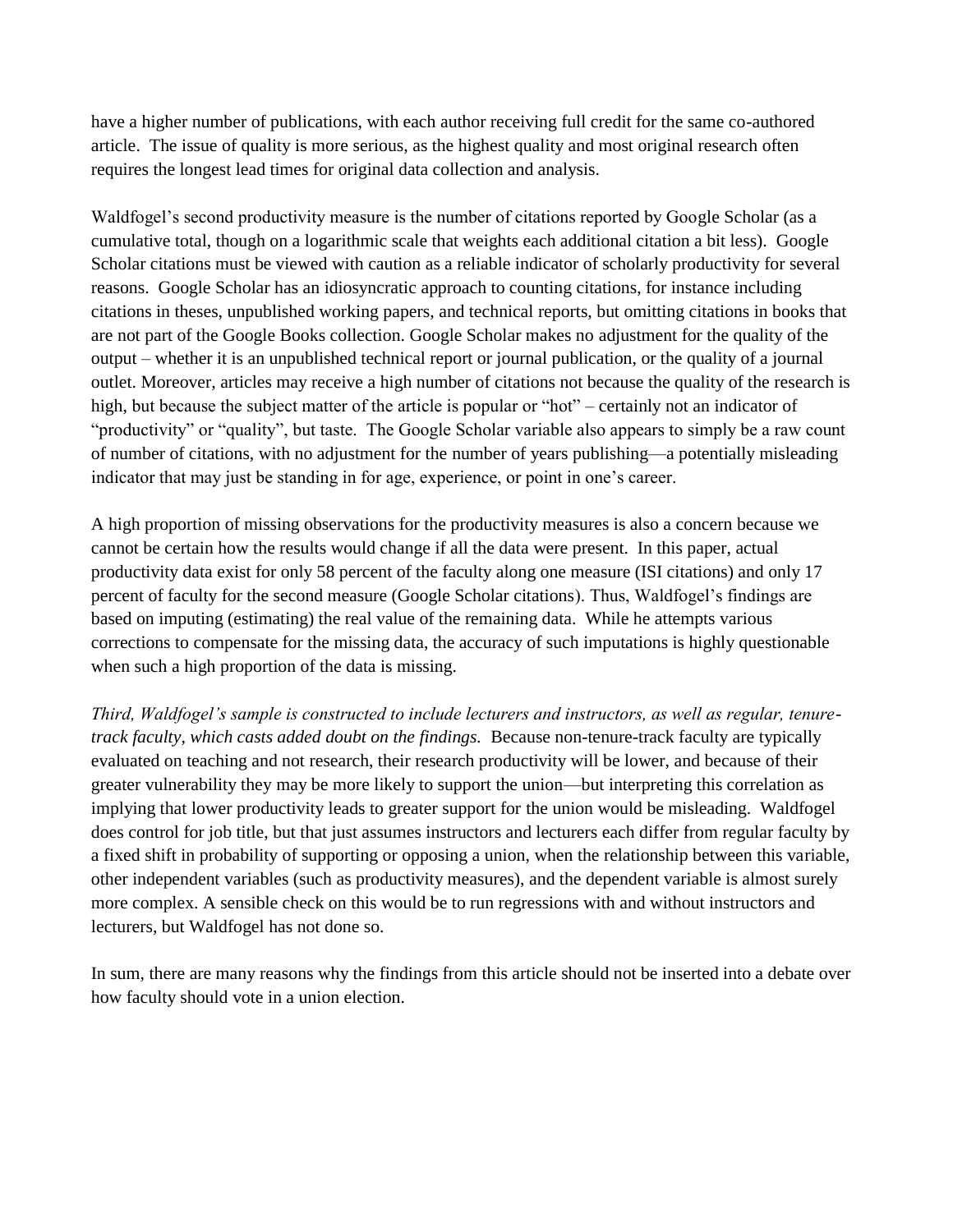have a higher number of publications, with each author receiving full credit for the same co-authored article. The issue of quality is more serious, as the highest quality and most original research often requires the longest lead times for original data collection and analysis.

Waldfogel's second productivity measure is the number of citations reported by Google Scholar (as a cumulative total, though on a logarithmic scale that weights each additional citation a bit less). Google Scholar citations must be viewed with caution as a reliable indicator of scholarly productivity for several reasons. Google Scholar has an idiosyncratic approach to counting citations, for instance including citations in theses, unpublished working papers, and technical reports, but omitting citations in books that are not part of the Google Books collection. Google Scholar makes no adjustment for the quality of the output – whether it is an unpublished technical report or journal publication, or the quality of a journal outlet. Moreover, articles may receive a high number of citations not because the quality of the research is high, but because the subject matter of the article is popular or "hot" – certainly not an indicator of "productivity" or "quality", but taste. The Google Scholar variable also appears to simply be a raw count of number of citations, with no adjustment for the number of years publishing—a potentially misleading indicator that may just be standing in for age, experience, or point in one's career.

A high proportion of missing observations for the productivity measures is also a concern because we cannot be certain how the results would change if all the data were present. In this paper, actual productivity data exist for only 58 percent of the faculty along one measure (ISI citations) and only 17 percent of faculty for the second measure (Google Scholar citations). Thus, Waldfogel's findings are based on imputing (estimating) the real value of the remaining data. While he attempts various corrections to compensate for the missing data, the accuracy of such imputations is highly questionable when such a high proportion of the data is missing.

*Third, Waldfogel's sample is constructed to include lecturers and instructors, as well as regular, tenure-track faculty, which casts added doubt on the findings.* Because non-tenure-track faculty are typically evaluated on teaching and not research, their research productivity will be lower, and because of their greater vulnerability they may be more likely to support the union—but interpreting this correlation as implying that lower productivity leads to greater support for the union would be misleading. Waldfogel does control for job title, but that just assumes instructors and lecturers each differ from regular faculty by a fixed shift in probability of supporting or opposing a union, when the relationship between this variable, other independent variables (such as productivity measures), and the dependent variable is almost surely more complex. A sensible check on this would be to run regressions with and without instructors and lecturers, but Waldfogel has not done so.

In sum, there are many reasons why the findings from this article should not be inserted into a debate over how faculty should vote in a union election.